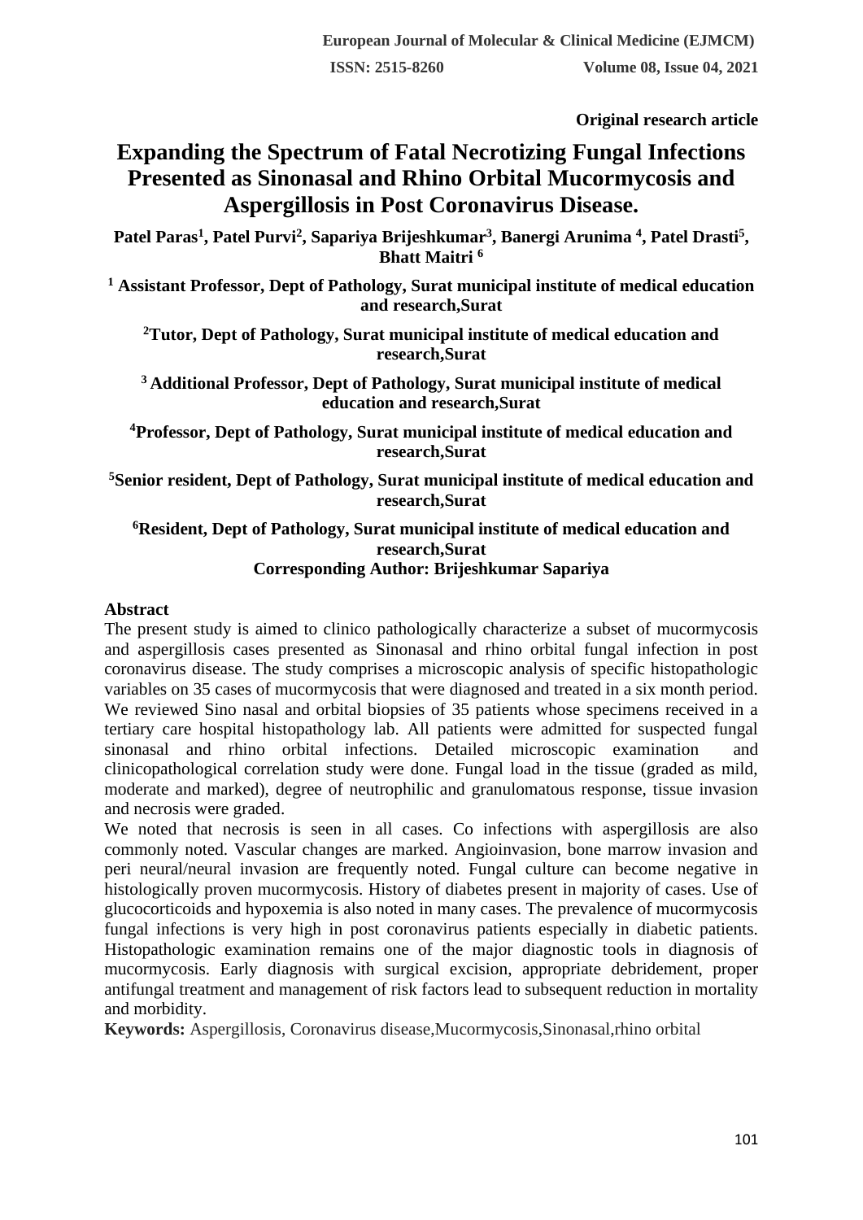Original research article

# Expanding the Spectrum of Fatal Necrotizing Fungal Infections Presented as Sinonasal and Rhino Orbital Mucormycosis and Aspergillosis in Post Coronavirus Disease.

**Patel Paras[1], Patel Purvi[2], Sapariya Brijeshkumar[3], Banergi Arunima [4], Patel Drasti[5], Bhatt Maitri [6]**

**[1] Assistant Professor, Dept of Pathology, Surat municipal institute of medical education and research,Surat**

**[2]Tutor, Dept of Pathology, Surat municipal institute of medical education and research,Surat**

**[3] Additional Professor, Dept of Pathology, Surat municipal institute of medical education and research,Surat**

**[4]Professor, Dept of Pathology, Surat municipal institute of medical education and research,Surat**

**[5]Senior resident, Dept of Pathology, Surat municipal institute of medical education and research,Surat**

**[6]Resident, Dept of Pathology, Surat municipal institute of medical education and research,Surat**

**Corresponding Author: Brijeshkumar Sapariya**

## Abstract

The present study is aimed to clinico pathologically characterize a subset of mucormycosis and aspergillosis cases presented as Sinonasal and rhino orbital fungal infection in post coronavirus disease. The study comprises a microscopic analysis of specific histopathologic variables on 35 cases of mucormycosis that were diagnosed and treated in a six month period. We reviewed Sino nasal and orbital biopsies of 35 patients whose specimens received in a tertiary care hospital histopathology lab. All patients were admitted for suspected fungal sinonasal and rhino orbital infections. Detailed microscopic examination and clinicopathological correlation study were done. Fungal load in the tissue (graded as mild, moderate and marked), degree of neutrophilic and granulomatous response, tissue invasion and necrosis were graded.

We noted that necrosis is seen in all cases. Co infections with aspergillosis are also commonly noted. Vascular changes are marked. Angioinvasion, bone marrow invasion and peri neural/neural invasion are frequently noted. Fungal culture can become negative in histologically proven mucormycosis. History of diabetes present in majority of cases. Use of glucocorticoids and hypoxemia is also noted in many cases. The prevalence of mucormycosis fungal infections is very high in post coronavirus patients especially in diabetic patients. Histopathologic examination remains one of the major diagnostic tools in diagnosis of mucormycosis. Early diagnosis with surgical excision, appropriate debridement, proper antifungal treatment and management of risk factors lead to subsequent reduction in mortality and morbidity.

**Keywords:** Aspergillosis, Coronavirus disease,Mucormycosis,Sinonasal,rhino orbital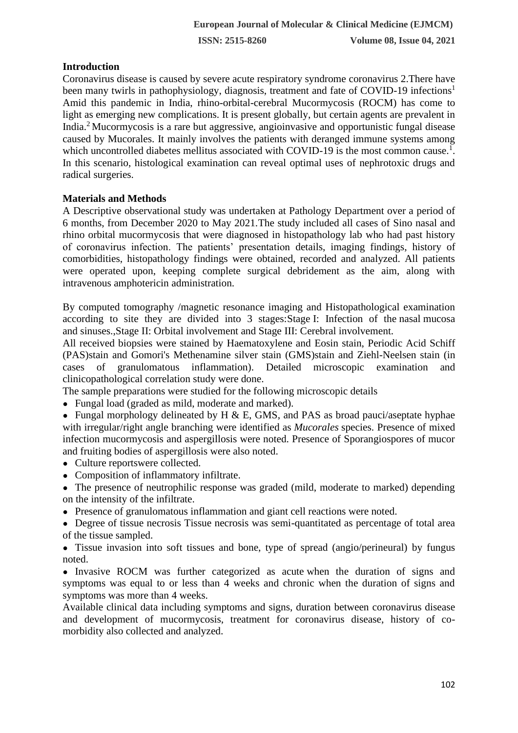## Introduction

Coronavirus disease is caused by severe acute respiratory syndrome coronavirus 2.There have been many twirls in pathophysiology, diagnosis, treatment and fate of COVID-19 infections[1] Amid this pandemic in India, rhino-orbital-cerebral Mucormycosis (ROCM) has come to light as emerging new complications. It is present globally, but certain agents are prevalent in India.[2] Mucormycosis is a rare but aggressive, angioinvasive and opportunistic fungal disease caused by Mucorales. It mainly involves the patients with deranged immune systems among which uncontrolled diabetes mellitus associated with COVID-19 is the most common cause.[1]. In this scenario, histological examination can reveal optimal uses of nephrotoxic drugs and radical surgeries.

## Materials and Methods

A Descriptive observational study was undertaken at Pathology Department over a period of 6 months, from December 2020 to May 2021.The study included all cases of Sino nasal and rhino orbital mucormycosis that were diagnosed in histopathology lab who had past history of coronavirus infection. The patients' presentation details, imaging findings, history of comorbidities, histopathology findings were obtained, recorded and analyzed. All patients were operated upon, keeping complete surgical debridement as the aim, along with intravenous amphotericin administration.

By computed tomography /magnetic resonance imaging and Histopathological examination according to site they are divided into 3 stages:Stage I: Infection of the nasal mucosa and sinuses.,Stage II: Orbital involvement and Stage III: Cerebral involvement.

All received biopsies were stained by Haematoxylene and Eosin stain, Periodic Acid Schiff (PAS)stain and Gomori's Methenamine silver stain (GMS)stain and Ziehl-Neelsen stain (in cases of granulomatous inflammation). Detailed microscopic examination and clinicopathological correlation study were done.

The sample preparations were studied for the following microscopic details

- Fungal load (graded as mild, moderate and marked).
- Fungal morphology delineated by H & E, GMS, and PAS as broad pauci/aseptate hyphae with irregular/right angle branching were identified as *Mucorales* species. Presence of mixed infection mucormycosis and aspergillosis were noted. Presence of Sporangiospores of mucor and fruiting bodies of aspergillosis were also noted.
- Culture reportswere collected.
- Composition of inflammatory infiltrate.
- The presence of neutrophilic response was graded (mild, moderate to marked) depending on the intensity of the infiltrate.
- Presence of granulomatous inflammation and giant cell reactions were noted.
- Degree of tissue necrosis Tissue necrosis was semi-quantitated as percentage of total area of the tissue sampled.
- Tissue invasion into soft tissues and bone, type of spread (angio/perineural) by fungus noted.
- Invasive ROCM was further categorized as acute when the duration of signs and symptoms was equal to or less than 4 weeks and chronic when the duration of signs and symptoms was more than 4 weeks.

Available clinical data including symptoms and signs, duration between coronavirus disease and development of mucormycosis, treatment for coronavirus disease, history of co-morbidity also collected and analyzed.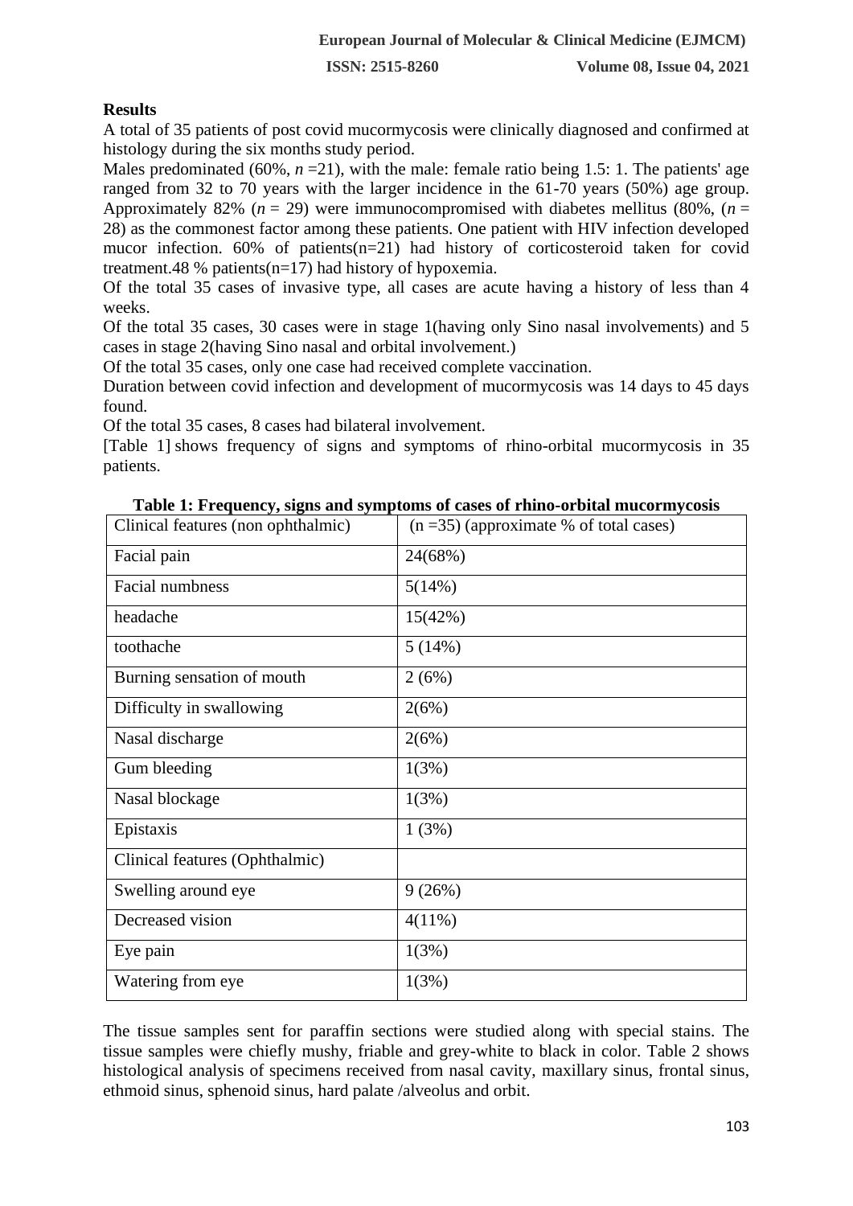**Results**

A total of 35 patients of post covid mucormycosis were clinically diagnosed and confirmed at histology during the six months study period.

Males predominated (60%, *n* =21), with the male: female ratio being 1.5: 1. The patients' age ranged from 32 to 70 years with the larger incidence in the 61-70 years (50%) age group. Approximately 82% (*n* = 29) were immunocompromised with diabetes mellitus (80%, (*n* = 28) as the commonest factor among these patients. One patient with HIV infection developed mucor infection. 60% of patients(n=21) had history of corticosteroid taken for covid treatment.48 % patients(n=17) had history of hypoxemia.

Of the total 35 cases of invasive type, all cases are acute having a history of less than 4 weeks.

Of the total 35 cases, 30 cases were in stage 1(having only Sino nasal involvements) and 5 cases in stage 2(having Sino nasal and orbital involvement.)

Of the total 35 cases, only one case had received complete vaccination.

Duration between covid infection and development of mucormycosis was 14 days to 45 days found.

Of the total 35 cases, 8 cases had bilateral involvement.

[Table 1] shows frequency of signs and symptoms of rhino-orbital mucormycosis in 35 patients.

**Table 1: Frequency, signs and symptoms of cases of rhino-orbital mucormycosis**

| Clinical features (non ophthalmic) | (n =35) (approximate % of total cases) |
|---|---|
| Facial pain | 24(68%) |
| Facial numbness | 5(14%) |
| headache | 15(42%) |
| toothache | 5 (14%) |
| Burning sensation of mouth | 2 (6%) |
| Difficulty in swallowing | 2(6%) |
| Nasal discharge | 2(6%) |
| Gum bleeding | 1(3%) |
| Nasal blockage | 1(3%) |
| Epistaxis | 1 (3%) |
| Clinical features (Ophthalmic) | |
| Swelling around eye | 9 (26%) |
| Decreased vision | 4(11%) |
| Eye pain | 1(3%) |
| Watering from eye | 1(3%) |

The tissue samples sent for paraffin sections were studied along with special stains. The tissue samples were chiefly mushy, friable and grey-white to black in color. Table 2 shows histological analysis of specimens received from nasal cavity, maxillary sinus, frontal sinus, ethmoid sinus, sphenoid sinus, hard palate /alveolus and orbit.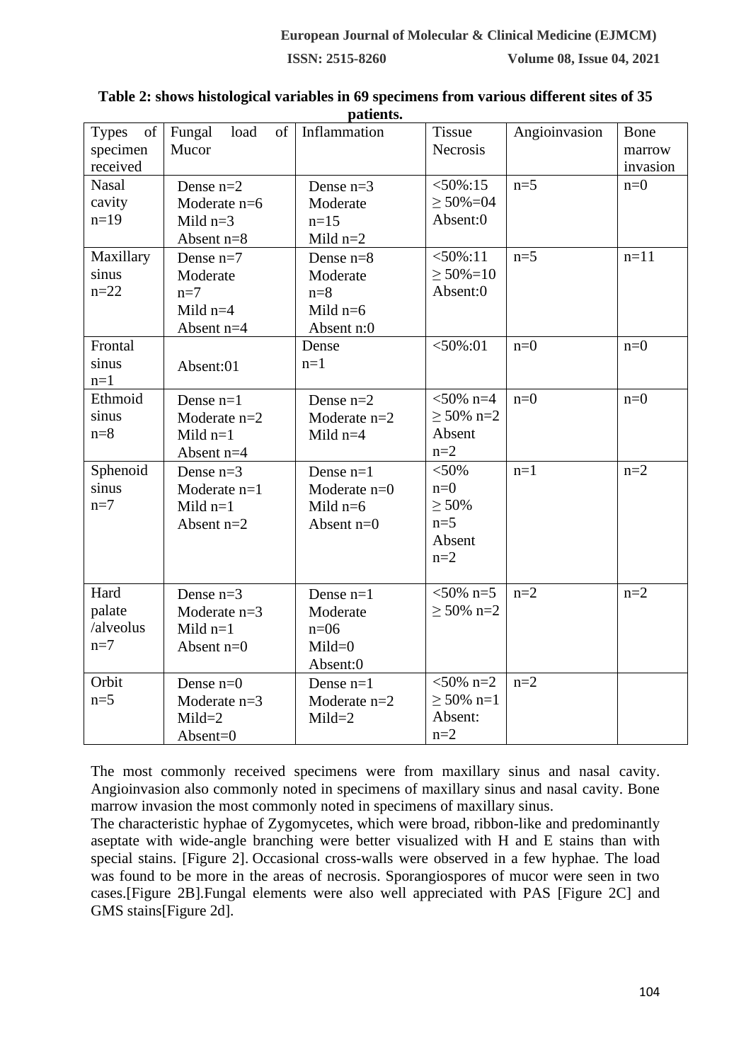**Table 2: shows histological variables in 69 specimens from various different sites of 35 patients.**

| Types of specimen received | Fungal load of Mucor | Inflammation | Tissue Necrosis | Angioinvasion | Bone marrow invasion |
|---|---|---|---|---|---|
| Nasal cavity n=19 | Dense n=2<br>Moderate n=6<br>Mild n=3<br>Absent n=8 | Dense n=3<br>Moderate n=15<br>Mild n=2 | <50%:15<br>≥ 50%=04<br>Absent:0 | n=5 | n=0 |
| Maxillary sinus n=22 | Dense n=7<br>Moderate n=7<br>Mild n=4<br>Absent n=4 | Dense n=8<br>Moderate n=8<br>Mild n=6<br>Absent n:0 | <50%:11<br>≥ 50%=10<br>Absent:0 | n=5 | n=11 |
| Frontal sinus n=1 | Absent:01 | Dense n=1 | <50%:01 | n=0 | n=0 |
| Ethmoid sinus n=8 | Dense n=1<br>Moderate n=2<br>Mild n=1<br>Absent n=4 | Dense n=2<br>Moderate n=2<br>Mild n=4 | <50% n=4<br>≥ 50% n=2<br>Absent n=2 | n=0 | n=0 |
| Sphenoid sinus n=7 | Dense n=3<br>Moderate n=1<br>Mild n=1<br>Absent n=2 | Dense n=1<br>Moderate n=0<br>Mild n=6<br>Absent n=0 | <50% n=0<br>≥ 50% n=5<br>Absent n=2 | n=1 | n=2 |
| Hard palate /alveolus n=7 | Dense n=3<br>Moderate n=3<br>Mild n=1<br>Absent n=0 | Dense n=1<br>Moderate n=06<br>Mild=0<br>Absent:0 | <50% n=5<br>≥ 50% n=2 | n=2 | n=2 |
| Orbit n=5 | Dense n=0<br>Moderate n=3<br>Mild=2<br>Absent=0 | Dense n=1<br>Moderate n=2<br>Mild=2 | <50% n=2<br>≥ 50% n=1<br>Absent: n=2 | n=2 | |

The most commonly received specimens were from maxillary sinus and nasal cavity. Angioinvasion also commonly noted in specimens of maxillary sinus and nasal cavity. Bone marrow invasion the most commonly noted in specimens of maxillary sinus.

The characteristic hyphae of Zygomycetes, which were broad, ribbon-like and predominantly aseptate with wide-angle branching were better visualized with H and E stains than with special stains. [Figure 2]. Occasional cross-walls were observed in a few hyphae. The load was found to be more in the areas of necrosis. Sporangiospores of mucor were seen in two cases.[Figure 2B].Fungal elements were also well appreciated with PAS [Figure 2C] and GMS stains[Figure 2d].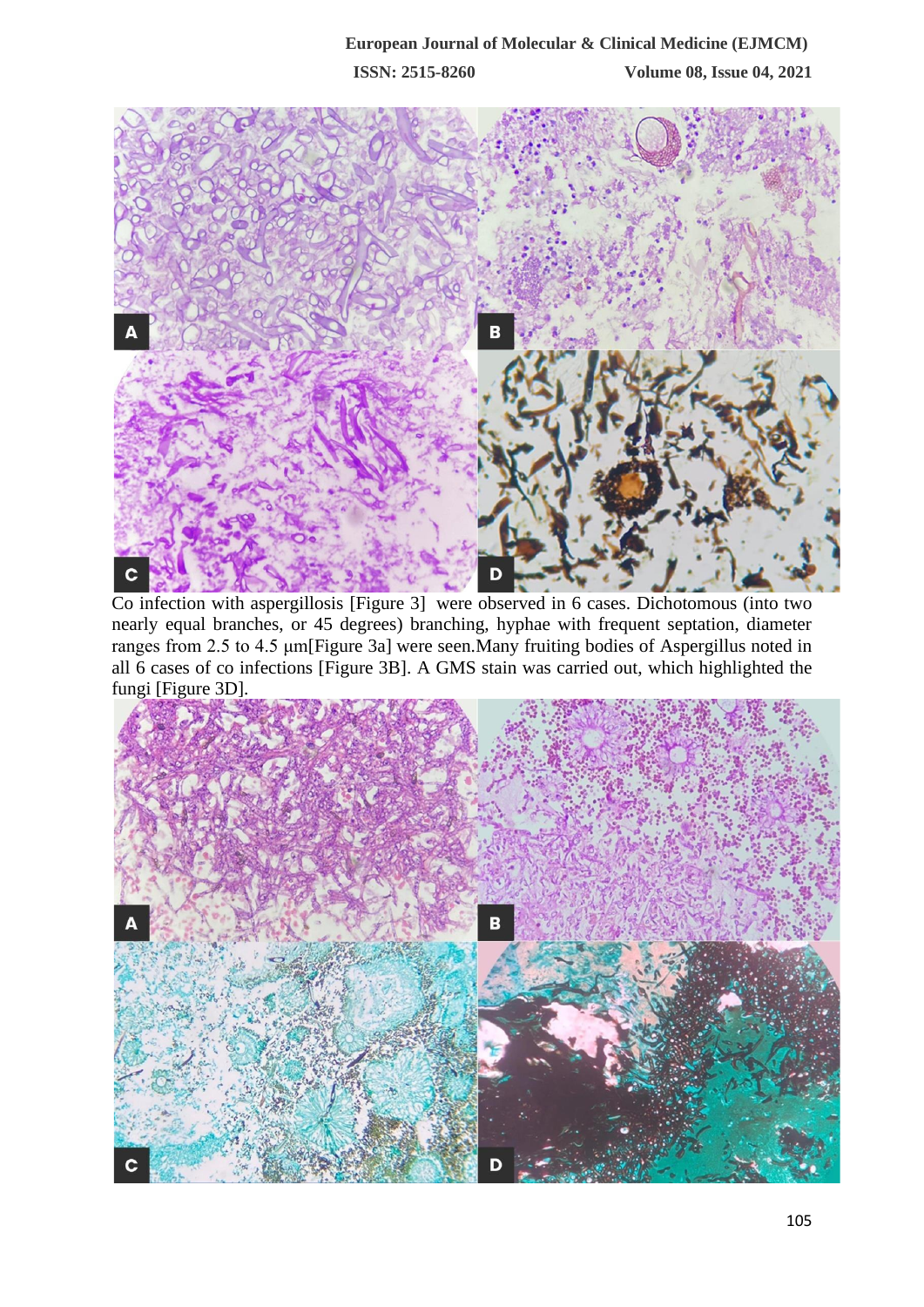Co infection with aspergillosis [Figure 3] were observed in 6 cases. Dichotomous (into two nearly equal branches, or 45 degrees) branching, hyphae with frequent septation, diameter ranges from 2.5 to 4.5 μm[Figure 3a] were seen.Many fruiting bodies of Aspergillus noted in all 6 cases of co infections [Figure 3B]. A GMS stain was carried out, which highlighted the fungi [Figure 3D].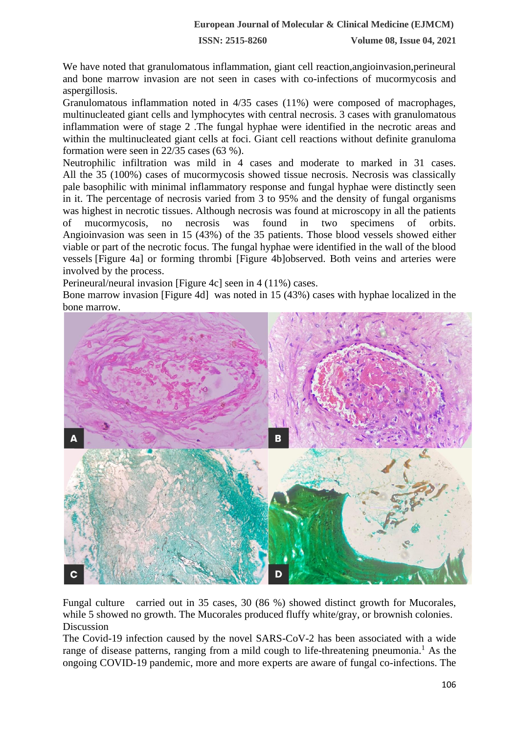We have noted that granulomatous inflammation, giant cell reaction,angioinvasion,perineural and bone marrow invasion are not seen in cases with co-infections of mucormycosis and aspergillosis.

Granulomatous inflammation noted in 4/35 cases (11%) were composed of macrophages, multinucleated giant cells and lymphocytes with central necrosis. 3 cases with granulomatous inflammation were of stage 2 .The fungal hyphae were identified in the necrotic areas and within the multinucleated giant cells at foci. Giant cell reactions without definite granuloma formation were seen in 22/35 cases (63 %).

Neutrophilic infiltration was mild in 4 cases and moderate to marked in 31 cases. All the 35 (100%) cases of mucormycosis showed tissue necrosis. Necrosis was classically pale basophilic with minimal inflammatory response and fungal hyphae were distinctly seen in it. The percentage of necrosis varied from 3 to 95% and the density of fungal organisms was highest in necrotic tissues. Although necrosis was found at microscopy in all the patients of mucormycosis, no necrosis was found in two specimens of orbits. Angioinvasion was seen in 15 (43%) of the 35 patients. Those blood vessels showed either viable or part of the necrotic focus. The fungal hyphae were identified in the wall of the blood vessels [Figure 4a] or forming thrombi [Figure 4b]observed. Both veins and arteries were involved by the process.

Perineural/neural invasion [Figure 4c] seen in 4 (11%) cases.

Bone marrow invasion [Figure 4d] was noted in 15 (43%) cases with hyphae localized in the bone marrow.

Fungal culture carried out in 35 cases, 30 (86 %) showed distinct growth for Mucorales, while 5 showed no growth. The Mucorales produced fluffy white/gray, or brownish colonies.

## Discussion

The Covid-19 infection caused by the novel SARS-CoV-2 has been associated with a wide range of disease patterns, ranging from a mild cough to life-threatening pneumonia.[1] As the ongoing COVID-19 pandemic, more and more experts are aware of fungal co-infections. The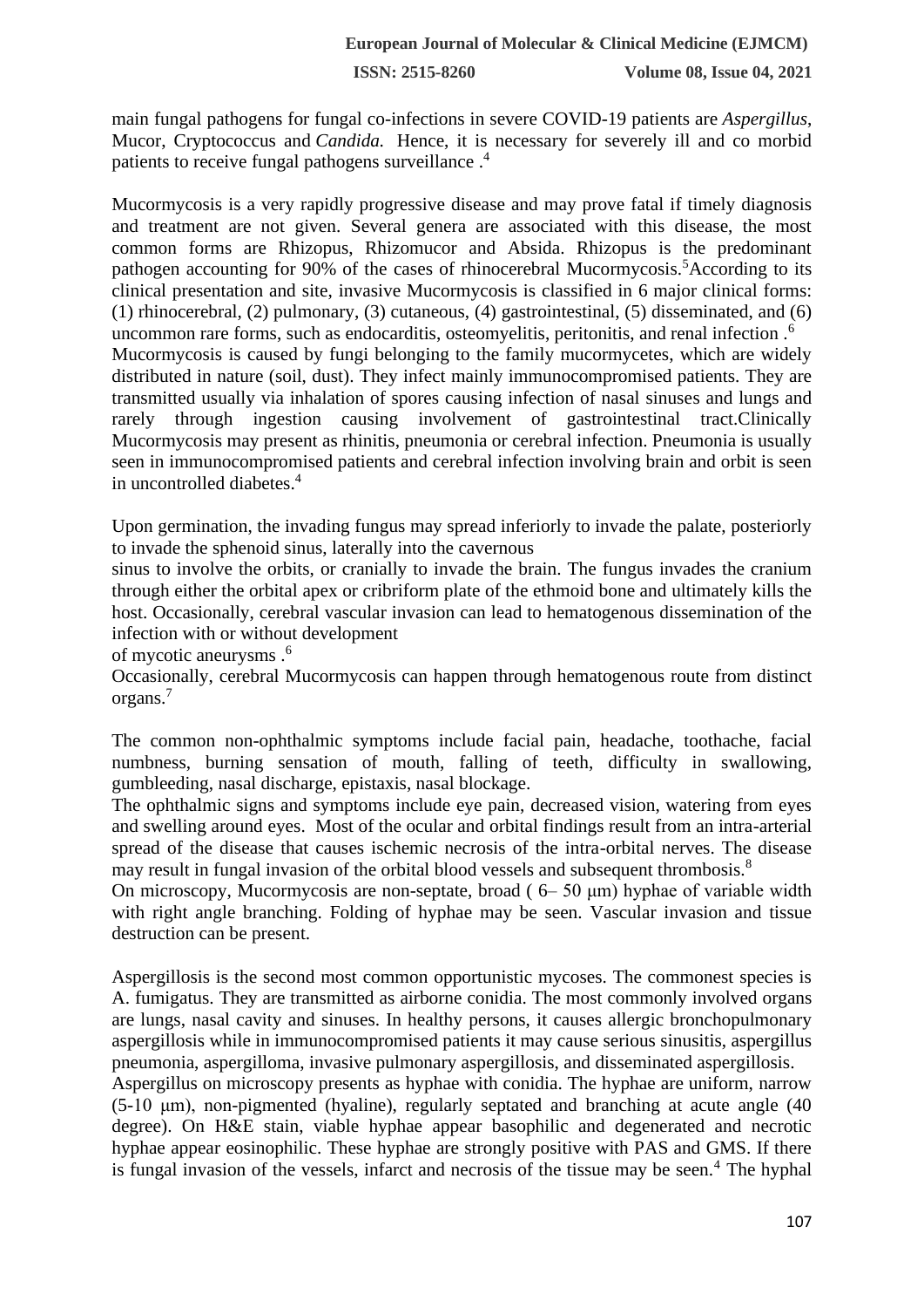main fungal pathogens for fungal co-infections in severe COVID-19 patients are *Aspergillus*, Mucor, Cryptococcus and *Candida.* Hence, it is necessary for severely ill and co morbid patients to receive fungal pathogens surveillance .[4]

Mucormycosis is a very rapidly progressive disease and may prove fatal if timely diagnosis and treatment are not given. Several genera are associated with this disease, the most common forms are Rhizopus, Rhizomucor and Absida. Rhizopus is the predominant pathogen accounting for 90% of the cases of rhinocerebral Mucormycosis.[5]According to its clinical presentation and site, invasive Mucormycosis is classified in 6 major clinical forms: (1) rhinocerebral, (2) pulmonary, (3) cutaneous, (4) gastrointestinal, (5) disseminated, and (6) uncommon rare forms, such as endocarditis, osteomyelitis, peritonitis, and renal infection .[6]
Mucormycosis is caused by fungi belonging to the family mucormycetes, which are widely distributed in nature (soil, dust). They infect mainly immunocompromised patients. They are transmitted usually via inhalation of spores causing infection of nasal sinuses and lungs and rarely through ingestion causing involvement of gastrointestinal tract.Clinically Mucormycosis may present as rhinitis, pneumonia or cerebral infection. Pneumonia is usually seen in immunocompromised patients and cerebral infection involving brain and orbit is seen in uncontrolled diabetes.[4]

Upon germination, the invading fungus may spread inferiorly to invade the palate, posteriorly to invade the sphenoid sinus, laterally into the cavernous
sinus to involve the orbits, or cranially to invade the brain. The fungus invades the cranium through either the orbital apex or cribriform plate of the ethmoid bone and ultimately kills the host. Occasionally, cerebral vascular invasion can lead to hematogenous dissemination of the infection with or without development
of mycotic aneurysms .[6]
Occasionally, cerebral Mucormycosis can happen through hematogenous route from distinct organs.[7]

The common non-ophthalmic symptoms include facial pain, headache, toothache, facial numbness, burning sensation of mouth, falling of teeth, difficulty in swallowing, gumbleeding, nasal discharge, epistaxis, nasal blockage.
The ophthalmic signs and symptoms include eye pain, decreased vision, watering from eyes and swelling around eyes. Most of the ocular and orbital findings result from an intra-arterial spread of the disease that causes ischemic necrosis of the intra-orbital nerves. The disease may result in fungal invasion of the orbital blood vessels and subsequent thrombosis.[8]
On microscopy, Mucormycosis are non-septate, broad ( 6– 50 μm) hyphae of variable width with right angle branching. Folding of hyphae may be seen. Vascular invasion and tissue destruction can be present.

Aspergillosis is the second most common opportunistic mycoses. The commonest species is A. fumigatus. They are transmitted as airborne conidia. The most commonly involved organs are lungs, nasal cavity and sinuses. In healthy persons, it causes allergic bronchopulmonary aspergillosis while in immunocompromised patients it may cause serious sinusitis, aspergillus pneumonia, aspergilloma, invasive pulmonary aspergillosis, and disseminated aspergillosis.
Aspergillus on microscopy presents as hyphae with conidia. The hyphae are uniform, narrow (5-10 μm), non-pigmented (hyaline), regularly septated and branching at acute angle (40 degree). On H&E stain, viable hyphae appear basophilic and degenerated and necrotic hyphae appear eosinophilic. These hyphae are strongly positive with PAS and GMS. If there is fungal invasion of the vessels, infarct and necrosis of the tissue may be seen.[4] The hyphal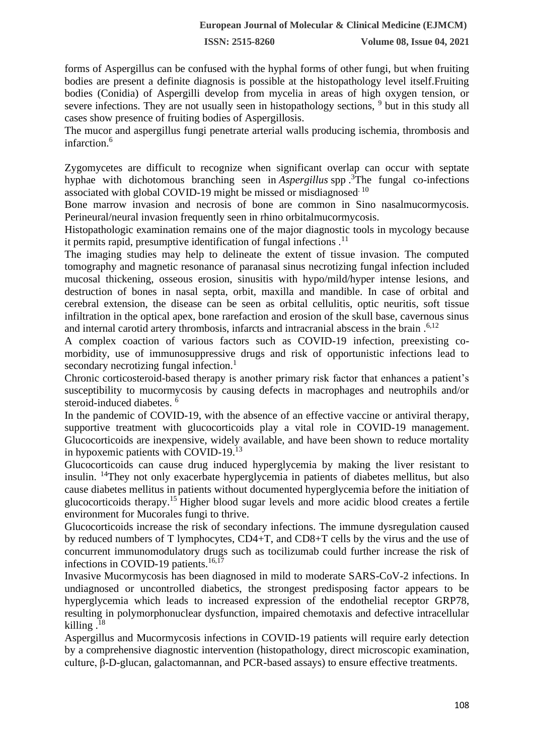forms of Aspergillus can be confused with the hyphal forms of other fungi, but when fruiting bodies are present a definite diagnosis is possible at the histopathology level itself.Fruiting bodies (Conidia) of Aspergilli develop from mycelia in areas of high oxygen tension, or severe infections. They are not usually seen in histopathology sections, [9] but in this study all cases show presence of fruiting bodies of Aspergillosis.

The mucor and aspergillus fungi penetrate arterial walls producing ischemia, thrombosis and infarction.[6]

Zygomycetes are difficult to recognize when significant overlap can occur with septate hyphae with dichotomous branching seen in *Aspergillus* spp .[3]The fungal co-infections associated with global COVID-19 might be missed or misdiagnosed.[10]

Bone marrow invasion and necrosis of bone are common in Sino nasalmucormycosis. Perineural/neural invasion frequently seen in rhino orbitalmucormycosis.

Histopathologic examination remains one of the major diagnostic tools in mycology because it permits rapid, presumptive identification of fungal infections .[11]

The imaging studies may help to delineate the extent of tissue invasion. The computed tomography and magnetic resonance of paranasal sinus necrotizing fungal infection included mucosal thickening, osseous erosion, sinusitis with hypo/mild/hyper intense lesions, and destruction of bones in nasal septa, orbit, maxilla and mandible. In case of orbital and cerebral extension, the disease can be seen as orbital cellulitis, optic neuritis, soft tissue infiltration in the optical apex, bone rarefaction and erosion of the skull base, cavernous sinus and internal carotid artery thrombosis, infarcts and intracranial abscess in the brain .[6,12]

A complex coaction of various factors such as COVID-19 infection, preexisting co-morbidity, use of immunosuppressive drugs and risk of opportunistic infections lead to secondary necrotizing fungal infection.[1]

Chronic corticosteroid-based therapy is another primary risk factor that enhances a patient's susceptibility to mucormycosis by causing defects in macrophages and neutrophils and/or steroid-induced diabetes. [6]

In the pandemic of COVID-19, with the absence of an effective vaccine or antiviral therapy, supportive treatment with glucocorticoids play a vital role in COVID-19 management. Glucocorticoids are inexpensive, widely available, and have been shown to reduce mortality in hypoxemic patients with COVID-19.[13]

Glucocorticoids can cause drug induced hyperglycemia by making the liver resistant to insulin. [14]They not only exacerbate hyperglycemia in patients of diabetes mellitus, but also cause diabetes mellitus in patients without documented hyperglycemia before the initiation of glucocorticoids therapy.[15] Higher blood sugar levels and more acidic blood creates a fertile environment for Mucorales fungi to thrive.

Glucocorticoids increase the risk of secondary infections. The immune dysregulation caused by reduced numbers of T lymphocytes, CD4+T, and CD8+T cells by the virus and the use of concurrent immunomodulatory drugs such as tocilizumab could further increase the risk of infections in COVID-19 patients.[16,17]

Invasive Mucormycosis has been diagnosed in mild to moderate SARS-CoV-2 infections. In undiagnosed or uncontrolled diabetics, the strongest predisposing factor appears to be hyperglycemia which leads to increased expression of the endothelial receptor GRP78, resulting in polymorphonuclear dysfunction, impaired chemotaxis and defective intracellular killing .[18]

Aspergillus and Mucormycosis infections in COVID-19 patients will require early detection by a comprehensive diagnostic intervention (histopathology, direct microscopic examination, culture, β-D-glucan, galactomannan, and PCR-based assays) to ensure effective treatments.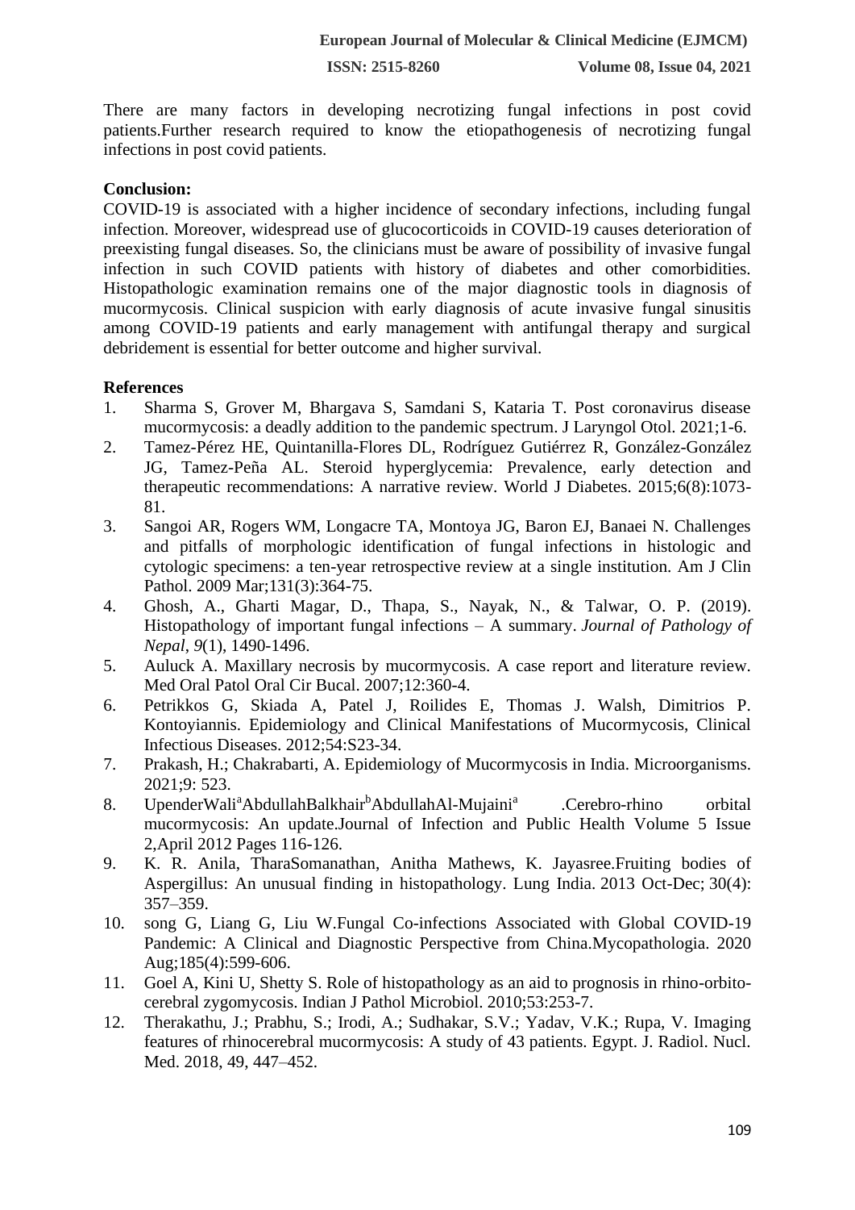There are many factors in developing necrotizing fungal infections in post covid patients.Further research required to know the etiopathogenesis of necrotizing fungal infections in post covid patients.

**Conclusion:**

COVID-19 is associated with a higher incidence of secondary infections, including fungal infection. Moreover, widespread use of glucocorticoids in COVID-19 causes deterioration of preexisting fungal diseases. So, the clinicians must be aware of possibility of invasive fungal infection in such COVID patients with history of diabetes and other comorbidities. Histopathologic examination remains one of the major diagnostic tools in diagnosis of mucormycosis. Clinical suspicion with early diagnosis of acute invasive fungal sinusitis among COVID-19 patients and early management with antifungal therapy and surgical debridement is essential for better outcome and higher survival.

**References**

1. Sharma S, Grover M, Bhargava S, Samdani S, Kataria T. Post coronavirus disease mucormycosis: a deadly addition to the pandemic spectrum. J Laryngol Otol. 2021;1-6.
2. Tamez-Pérez HE, Quintanilla-Flores DL, Rodríguez Gutiérrez R, González-González JG, Tamez-Peña AL. Steroid hyperglycemia: Prevalence, early detection and therapeutic recommendations: A narrative review. World J Diabetes. 2015;6(8):1073-81.
3. Sangoi AR, Rogers WM, Longacre TA, Montoya JG, Baron EJ, Banaei N. Challenges and pitfalls of morphologic identification of fungal infections in histologic and cytologic specimens: a ten-year retrospective review at a single institution. Am J Clin Pathol. 2009 Mar;131(3):364-75.
4. Ghosh, A., Gharti Magar, D., Thapa, S., Nayak, N., & Talwar, O. P. (2019). Histopathology of important fungal infections – A summary. *Journal of Pathology of Nepal*, *9*(1), 1490-1496.
5. Auluck A. Maxillary necrosis by mucormycosis. A case report and literature review. Med Oral Patol Oral Cir Bucal. 2007;12:360-4.
6. Petrikkos G, Skiada A, Patel J, Roilides E, Thomas J. Walsh, Dimitrios P. Kontoyiannis. Epidemiology and Clinical Manifestations of Mucormycosis, Clinical Infectious Diseases. 2012;54:S23-34.
7. Prakash, H.; Chakrabarti, A. Epidemiology of Mucormycosis in India. Microorganisms. 2021;9: 523.
8. UpenderWali[a]AbdullahBalkhair[b]AbdullahAl-Mujaini[a] .Cerebro-rhino orbital mucormycosis: An update.Journal of Infection and Public Health Volume 5 Issue 2,April 2012 Pages 116-126.
9. K. R. Anila, TharaSomanathan, Anitha Mathews, K. Jayasree.Fruiting bodies of Aspergillus: An unusual finding in histopathology. Lung India. 2013 Oct-Dec; 30(4): 357–359.
10. song G, Liang G, Liu W.Fungal Co-infections Associated with Global COVID-19 Pandemic: A Clinical and Diagnostic Perspective from China.Mycopathologia. 2020 Aug;185(4):599-606.
11. Goel A, Kini U, Shetty S. Role of histopathology as an aid to prognosis in rhino-orbito-cerebral zygomycosis. Indian J Pathol Microbiol. 2010;53:253-7.
12. Therakathu, J.; Prabhu, S.; Irodi, A.; Sudhakar, S.V.; Yadav, V.K.; Rupa, V. Imaging features of rhinocerebral mucormycosis: A study of 43 patients. Egypt. J. Radiol. Nucl. Med. 2018, 49, 447–452.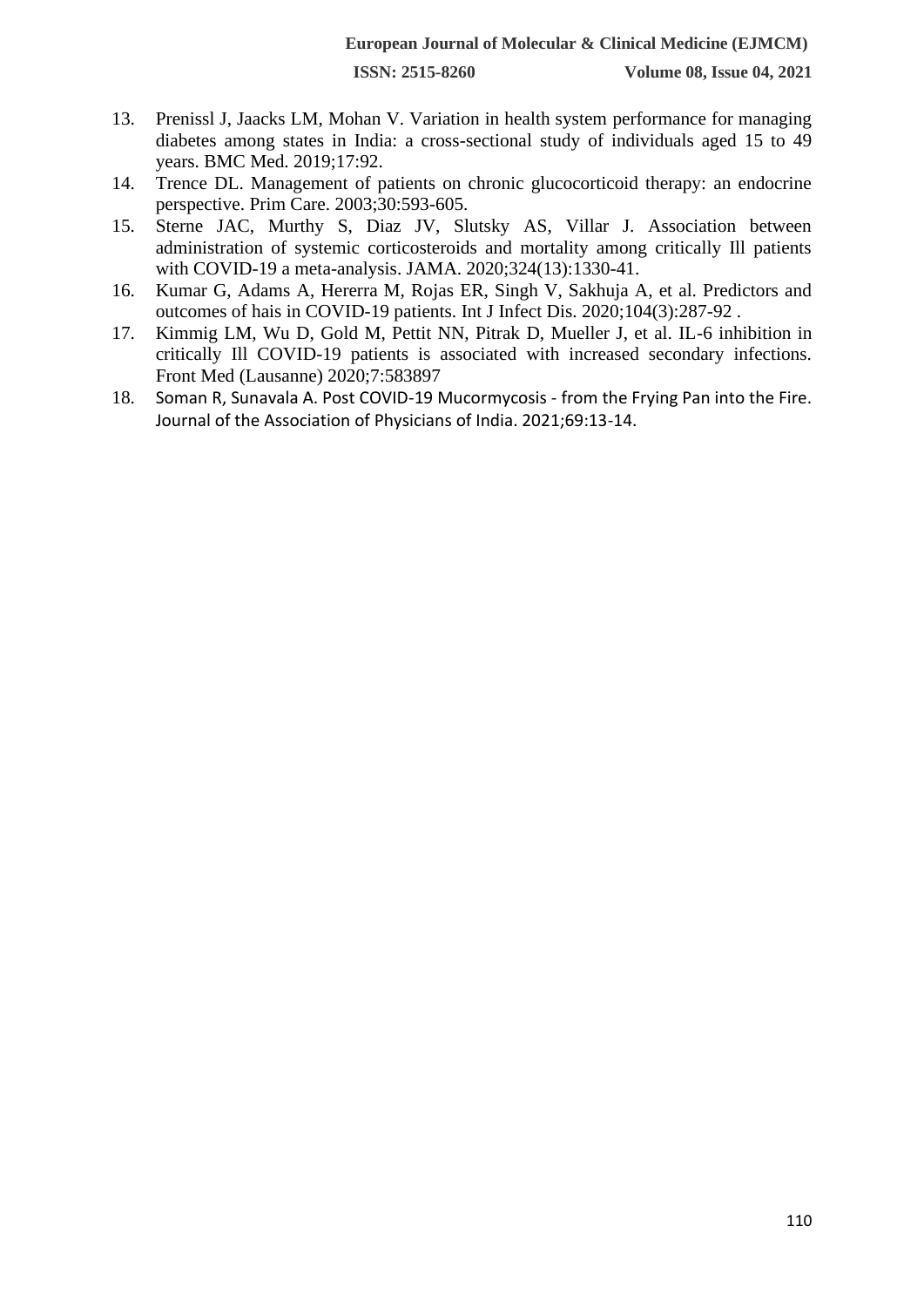13. Prenissl J, Jaacks LM, Mohan V. Variation in health system performance for managing diabetes among states in India: a cross-sectional study of individuals aged 15 to 49 years. BMC Med. 2019;17:92.
14. Trence DL. Management of patients on chronic glucocorticoid therapy: an endocrine perspective. Prim Care. 2003;30:593-605.
15. Sterne JAC, Murthy S, Diaz JV, Slutsky AS, Villar J. Association between administration of systemic corticosteroids and mortality among critically Ill patients with COVID-19 a meta-analysis. JAMA. 2020;324(13):1330-41.
16. Kumar G, Adams A, Hererra M, Rojas ER, Singh V, Sakhuja A, et al. Predictors and outcomes of hais in COVID-19 patients. Int J Infect Dis. 2020;104(3):287-92 .
17. Kimmig LM, Wu D, Gold M, Pettit NN, Pitrak D, Mueller J, et al. IL-6 inhibition in critically Ill COVID-19 patients is associated with increased secondary infections. Front Med (Lausanne) 2020;7:583897
18. Soman R, Sunavala A. Post COVID-19 Mucormycosis - from the Frying Pan into the Fire. Journal of the Association of Physicians of India. 2021;69:13-14.